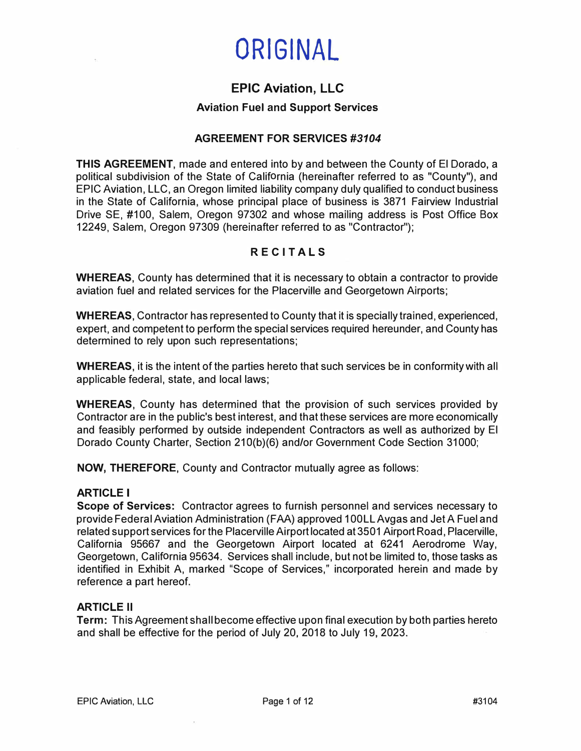# ORIGINAL

## EPIC Aviation, LLC

### Aviation Fuel and Support Services

### AGREEMENT FOR SERVICES *#3104*

**THIS AGREEMENT**, made and entered into by and between the County of El Dorado, a political subdivision of the State of California (hereinafter referred to as "County"), and EPIC Aviation, LLC, an Oregon limited liability company duly qualified to conduct business in the State of California, whose principal place of business is 3871 Fairview Industrial Drive SE, #100, Salem, Oregon 97302 and whose mailing address is Post Office Box 12249, Salem, Oregon 97309 (hereinafter referred to as "Contractor");

**RECITALS**

**WHEREAS**, County has determined that it is necessary to obtain a contractor to provide aviation fuel and related services for the Placerville and Georgetown Airports;

**WHEREAS**, Contractor has represented to County that it is specially trained, experienced, expert, and competent to perform the special services required hereunder, and County has determined to rely upon such representations;

**WHEREAS**, it is the intent of the parties hereto that such services be in conformity with all applicable federal, state, and local laws;

**WHEREAS**, County has determined that the provision of such services provided by Contractor are in the public's best interest, and that these services are more economically and feasibly performed by outside independent Contractors as well as authorized by El Dorado County Charter, Section 210(b)(6) and/or Government Code Section 31000;

**NOW, THEREFORE**, County and Contractor mutually agree as follows:

**ARTICLE I**

**Scope of Services:** Contractor agrees to furnish personnel and services necessary to provide Federal Aviation Administration (FAA) approved 100LL Avgas and Jet A Fuel and related support services for the Placerville Airport located at 3501 Airport Road, Placerville, California 95667 and the Georgetown Airport located at 6241 Aerodrome Way, Georgetown, California 95634. Services shall include, but not be limited to, those tasks as identified in Exhibit A, marked "Scope of Services," incorporated herein and made by reference a part hereof.

**ARTICLE II**

**Term:** This Agreement shall become effective upon final execution by both parties hereto and shall be effective for the period of July 20, 2018 to July 19, 2023.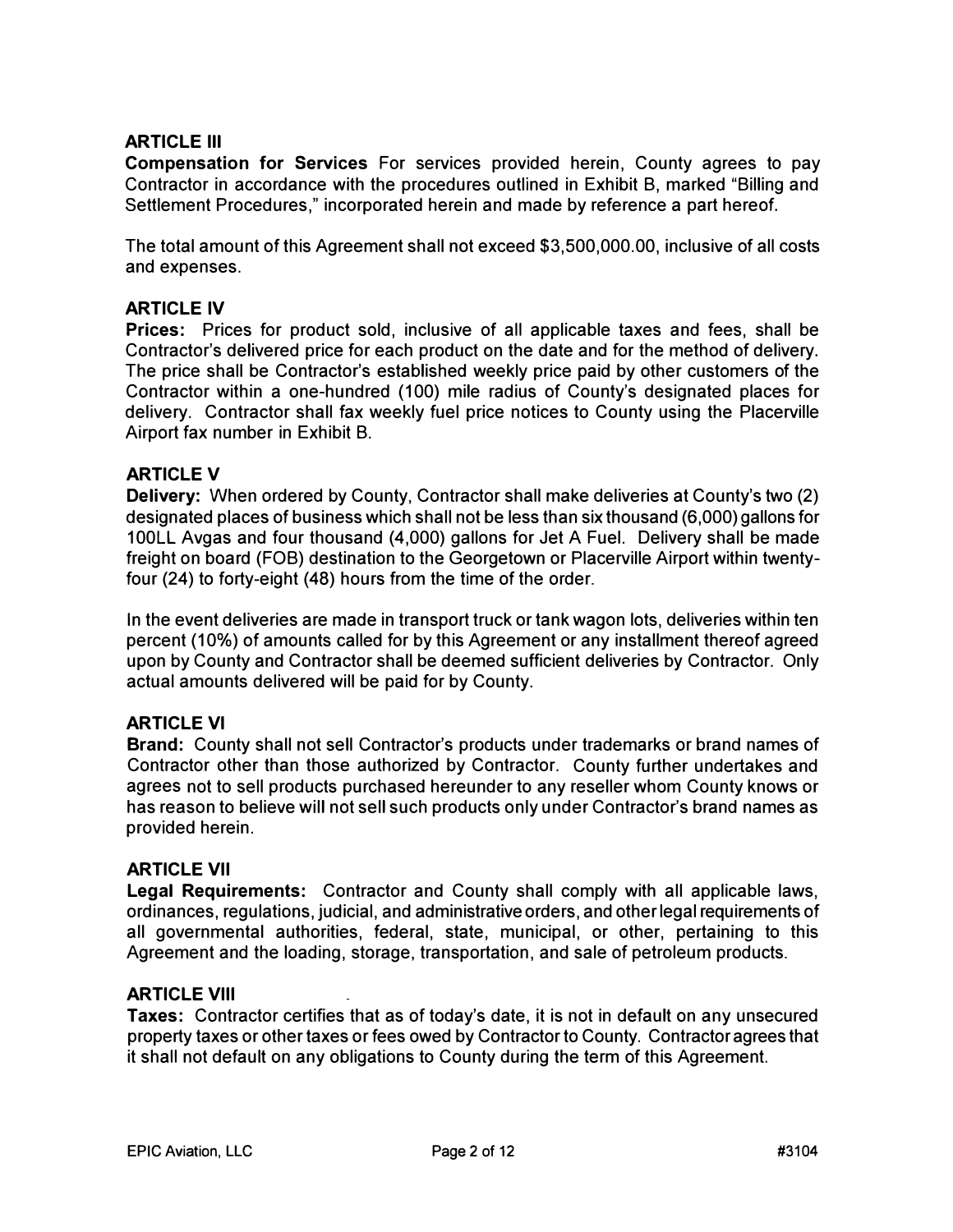## ARTICLE III

**Compensation for Services** For services provided herein, County agrees to pay Contractor in accordance with the procedures outlined in Exhibit B, marked "Billing and Settlement Procedures," incorporated herein and made by reference a part hereof.

The total amount of this Agreement shall not exceed $3,500,000.00, inclusive of all costs and expenses.

## ARTICLE IV

**Prices:** Prices for product sold, inclusive of all applicable taxes and fees, shall be Contractor's delivered price for each product on the date and for the method of delivery. The price shall be Contractor's established weekly price paid by other customers of the Contractor within a one-hundred (100) mile radius of County's designated places for delivery. Contractor shall fax weekly fuel price notices to County using the Placerville Airport fax number in Exhibit B.

## ARTICLE V

**Delivery:** When ordered by County, Contractor shall make deliveries at County's two (2) designated places of business which shall not be less than six thousand (6,000) gallons for 100LL Avgas and four thousand (4,000) gallons for Jet A Fuel. Delivery shall be made freight on board (FOB) destination to the Georgetown or Placerville Airport within twenty-four (24) to forty-eight (48) hours from the time of the order.

In the event deliveries are made in transport truck or tank wagon lots, deliveries within ten percent (10%) of amounts called for by this Agreement or any installment thereof agreed upon by County and Contractor shall be deemed sufficient deliveries by Contractor. Only actual amounts delivered will be paid for by County.

## ARTICLE VI

**Brand:** County shall not sell Contractor's products under trademarks or brand names of Contractor other than those authorized by Contractor. County further undertakes and agrees not to sell products purchased hereunder to any reseller whom County knows or has reason to believe will not sell such products only under Contractor's brand names as provided herein.

## ARTICLE VII

**Legal Requirements:** Contractor and County shall comply with all applicable laws, ordinances, regulations, judicial, and administrative orders, and other legal requirements of all governmental authorities, federal, state, municipal, or other, pertaining to this Agreement and the loading, storage, transportation, and sale of petroleum products.

## ARTICLE VIII

**Taxes:** Contractor certifies that as of today's date, it is not in default on any unsecured property taxes or other taxes or fees owed by Contractor to County. Contractor agrees that it shall not default on any obligations to County during the term of this Agreement.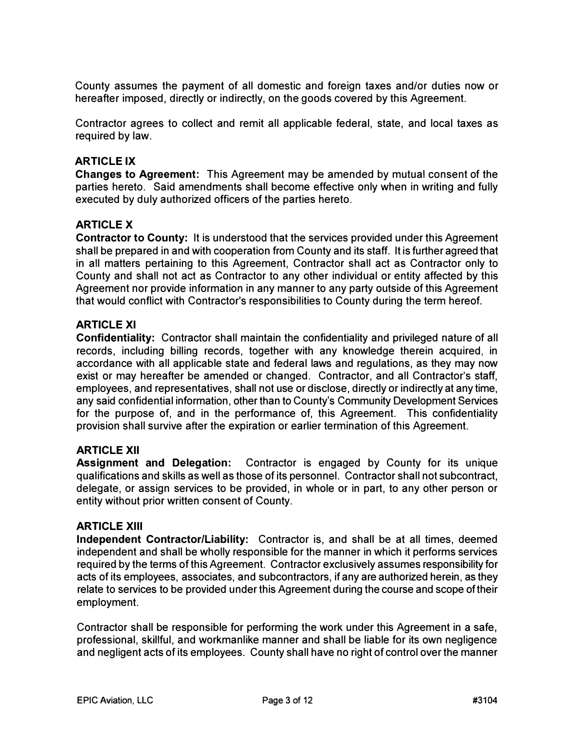County assumes the payment of all domestic and foreign taxes and/or duties now or hereafter imposed, directly or indirectly, on the goods covered by this Agreement.

Contractor agrees to collect and remit all applicable federal, state, and local taxes as required by law.

**ARTICLE IX**

**Changes to Agreement:** This Agreement may be amended by mutual consent of the parties hereto. Said amendments shall become effective only when in writing and fully executed by duly authorized officers of the parties hereto.

**ARTICLE X**

**Contractor to County:** It is understood that the services provided under this Agreement shall be prepared in and with cooperation from County and its staff. It is further agreed that in all matters pertaining to this Agreement, Contractor shall act as Contractor only to County and shall not act as Contractor to any other individual or entity affected by this Agreement nor provide information in any manner to any party outside of this Agreement that would conflict with Contractor's responsibilities to County during the term hereof.

**ARTICLE XI**

**Confidentiality:** Contractor shall maintain the confidentiality and privileged nature of all records, including billing records, together with any knowledge therein acquired, in accordance with all applicable state and federal laws and regulations, as they may now exist or may hereafter be amended or changed. Contractor, and all Contractor's staff, employees, and representatives, shall not use or disclose, directly or indirectly at any time, any said confidential information, other than to County's Community Development Services for the purpose of, and in the performance of, this Agreement. This confidentiality provision shall survive after the expiration or earlier termination of this Agreement.

**ARTICLE XII**

**Assignment and Delegation:** Contractor is engaged by County for its unique qualifications and skills as well as those of its personnel. Contractor shall not subcontract, delegate, or assign services to be provided, in whole or in part, to any other person or entity without prior written consent of County.

**ARTICLE XIII**

**Independent Contractor/Liability:** Contractor is, and shall be at all times, deemed independent and shall be wholly responsible for the manner in which it performs services required by the terms of this Agreement. Contractor exclusively assumes responsibility for acts of its employees, associates, and subcontractors, if any are authorized herein, as they relate to services to be provided under this Agreement during the course and scope of their employment.

Contractor shall be responsible for performing the work under this Agreement in a safe, professional, skillful, and workmanlike manner and shall be liable for its own negligence and negligent acts of its employees. County shall have no right of control over the manner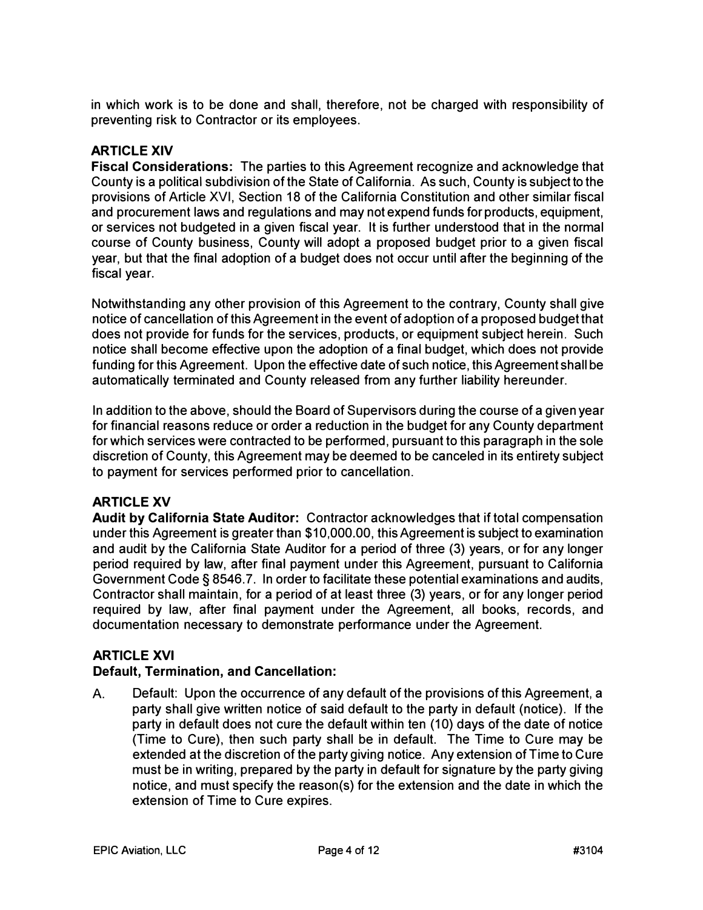in which work is to be done and shall, therefore, not be charged with responsibility of preventing risk to Contractor or its employees.

### ARTICLE XIV

**Fiscal Considerations:** The parties to this Agreement recognize and acknowledge that County is a political subdivision of the State of California. As such, County is subject to the provisions of Article XVI, Section 18 of the California Constitution and other similar fiscal and procurement laws and regulations and may not expend funds for products, equipment, or services not budgeted in a given fiscal year. It is further understood that in the normal course of County business, County will adopt a proposed budget prior to a given fiscal year, but that the final adoption of a budget does not occur until after the beginning of the fiscal year.

Notwithstanding any other provision of this Agreement to the contrary, County shall give notice of cancellation of this Agreement in the event of adoption of a proposed budget that does not provide for funds for the services, products, or equipment subject herein. Such notice shall become effective upon the adoption of a final budget, which does not provide funding for this Agreement. Upon the effective date of such notice, this Agreement shall be automatically terminated and County released from any further liability hereunder.

In addition to the above, should the Board of Supervisors during the course of a given year for financial reasons reduce or order a reduction in the budget for any County department for which services were contracted to be performed, pursuant to this paragraph in the sole discretion of County, this Agreement may be deemed to be canceled in its entirety subject to payment for services performed prior to cancellation.

### ARTICLE XV

**Audit by California State Auditor:** Contractor acknowledges that if total compensation under this Agreement is greater than $10,000.00, this Agreement is subject to examination and audit by the California State Auditor for a period of three (3) years, or for any longer period required by law, after final payment under this Agreement, pursuant to California Government Code § 8546.7. In order to facilitate these potential examinations and audits, Contractor shall maintain, for a period of at least three (3) years, or for any longer period required by law, after final payment under the Agreement, all books, records, and documentation necessary to demonstrate performance under the Agreement.

### ARTICLE XVI

**Default, Termination, and Cancellation:**

A. Default: Upon the occurrence of any default of the provisions of this Agreement, a party shall give written notice of said default to the party in default (notice). If the party in default does not cure the default within ten (10) days of the date of notice (Time to Cure), then such party shall be in default. The Time to Cure may be extended at the discretion of the party giving notice. Any extension of Time to Cure must be in writing, prepared by the party in default for signature by the party giving notice, and must specify the reason(s) for the extension and the date in which the extension of Time to Cure expires.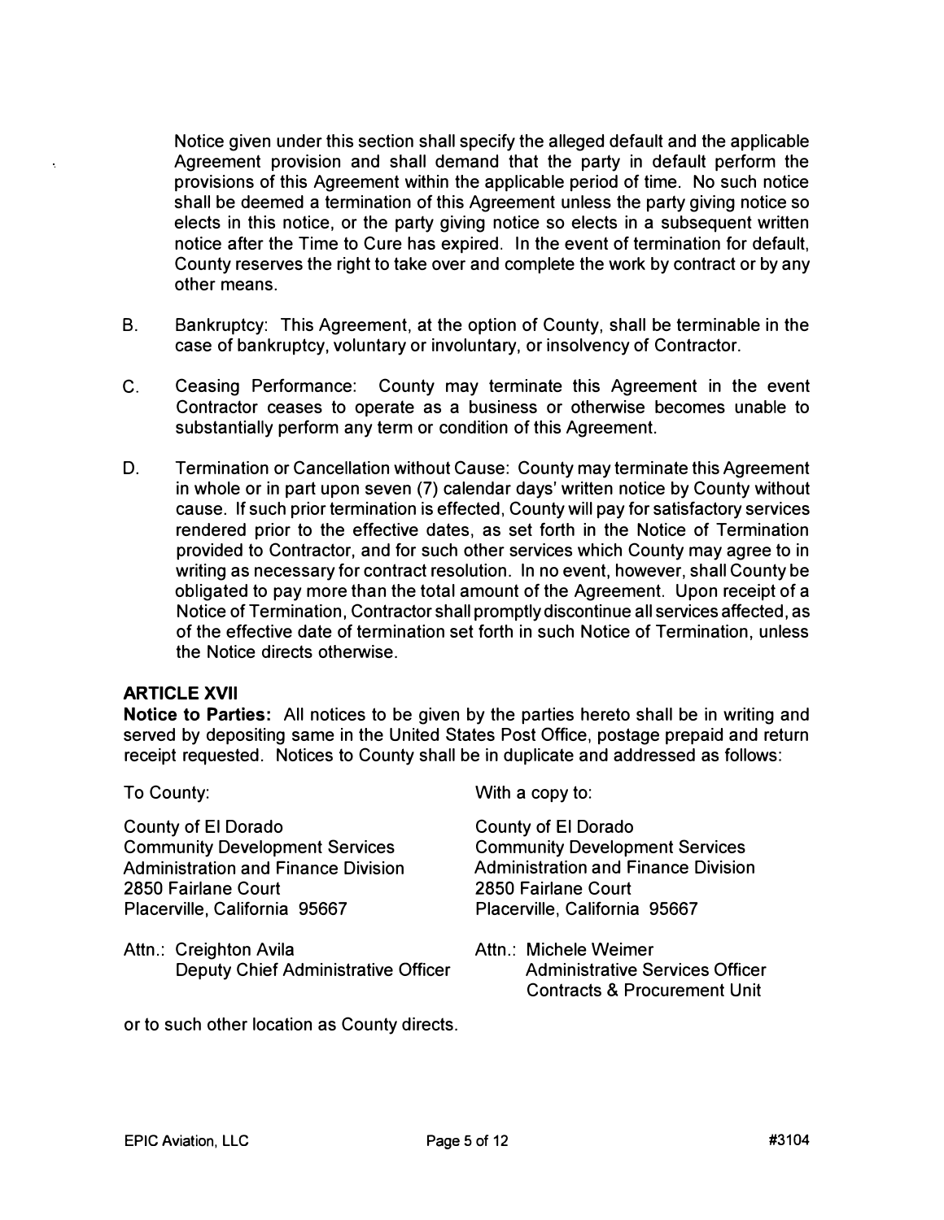Notice given under this section shall specify the alleged default and the applicable Agreement provision and shall demand that the party in default perform the provisions of this Agreement within the applicable period of time. No such notice shall be deemed a termination of this Agreement unless the party giving notice so elects in this notice, or the party giving notice so elects in a subsequent written notice after the Time to Cure has expired. In the event of termination for default, County reserves the right to take over and complete the work by contract or by any other means.

B. Bankruptcy: This Agreement, at the option of County, shall be terminable in the case of bankruptcy, voluntary or involuntary, or insolvency of Contractor.

C. Ceasing Performance: County may terminate this Agreement in the event Contractor ceases to operate as a business or otherwise becomes unable to substantially perform any term or condition of this Agreement.

D. Termination or Cancellation without Cause: County may terminate this Agreement in whole or in part upon seven (7) calendar days' written notice by County without cause. If such prior termination is effected, County will pay for satisfactory services rendered prior to the effective dates, as set forth in the Notice of Termination provided to Contractor, and for such other services which County may agree to in writing as necessary for contract resolution. In no event, however, shall County be obligated to pay more than the total amount of the Agreement. Upon receipt of a Notice of Termination, Contractor shall promptly discontinue all services affected, as of the effective date of termination set forth in such Notice of Termination, unless the Notice directs otherwise.

**ARTICLE XVII**

**Notice to Parties:** All notices to be given by the parties hereto shall be in writing and served by depositing same in the United States Post Office, postage prepaid and return receipt requested. Notices to County shall be in duplicate and addressed as follows:

To County:

County of El Dorado
Community Development Services
Administration and Finance Division
2850 Fairlane Court
Placerville, California 95667

Attn.: Creighton Avila
Deputy Chief Administrative Officer

With a copy to:

County of El Dorado
Community Development Services
Administration and Finance Division
2850 Fairlane Court
Placerville, California 95667

Attn.: Michele Weimer
Administrative Services Officer
Contracts & Procurement Unit

or to such other location as County directs.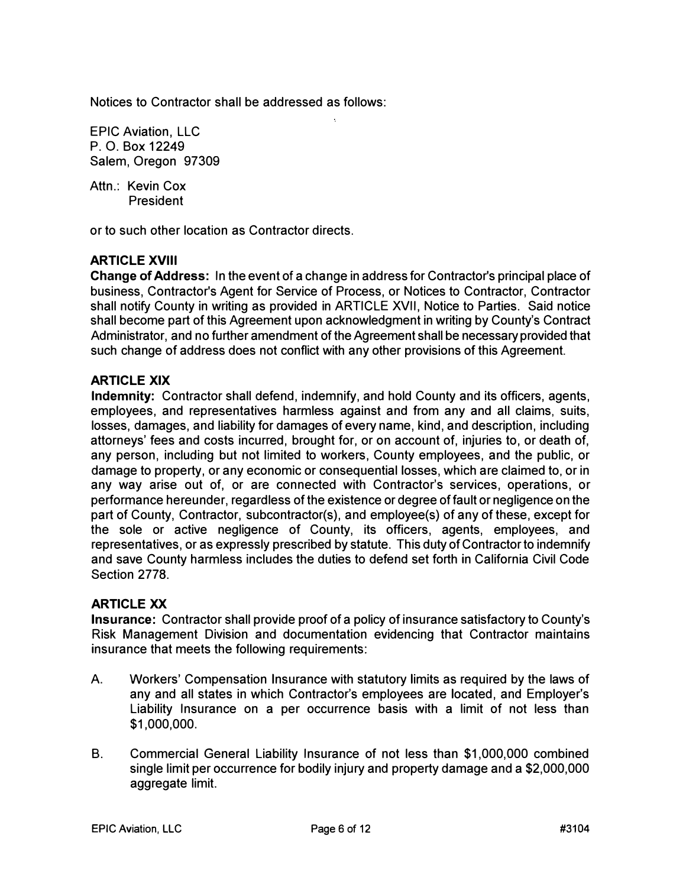Notices to Contractor shall be addressed as follows:

EPIC Aviation, LLC
P. O. Box 12249
Salem, Oregon 97309

Attn.: Kevin Cox
President

or to such other location as Contractor directs.

**ARTICLE XVIII**

**Change of Address:** In the event of a change in address for Contractor's principal place of business, Contractor's Agent for Service of Process, or Notices to Contractor, Contractor shall notify County in writing as provided in ARTICLE XVII, Notice to Parties. Said notice shall become part of this Agreement upon acknowledgment in writing by County's Contract Administrator, and no further amendment of the Agreement shall be necessary provided that such change of address does not conflict with any other provisions of this Agreement.

**ARTICLE XIX**

**Indemnity:** Contractor shall defend, indemnify, and hold County and its officers, agents, employees, and representatives harmless against and from any and all claims, suits, losses, damages, and liability for damages of every name, kind, and description, including attorneys' fees and costs incurred, brought for, or on account of, injuries to, or death of, any person, including but not limited to workers, County employees, and the public, or damage to property, or any economic or consequential losses, which are claimed to, or in any way arise out of, or are connected with Contractor's services, operations, or performance hereunder, regardless of the existence or degree of fault or negligence on the part of County, Contractor, subcontractor(s), and employee(s) of any of these, except for the sole or active negligence of County, its officers, agents, employees, and representatives, or as expressly prescribed by statute. This duty of Contractor to indemnify and save County harmless includes the duties to defend set forth in California Civil Code Section 2778.

**ARTICLE XX**

**Insurance:** Contractor shall provide proof of a policy of insurance satisfactory to County's Risk Management Division and documentation evidencing that Contractor maintains insurance that meets the following requirements:

A. Workers' Compensation Insurance with statutory limits as required by the laws of any and all states in which Contractor's employees are located, and Employer's Liability Insurance on a per occurrence basis with a limit of not less than $1,000,000.

B. Commercial General Liability Insurance of not less than $1,000,000 combined single limit per occurrence for bodily injury and property damage and a $2,000,000 aggregate limit.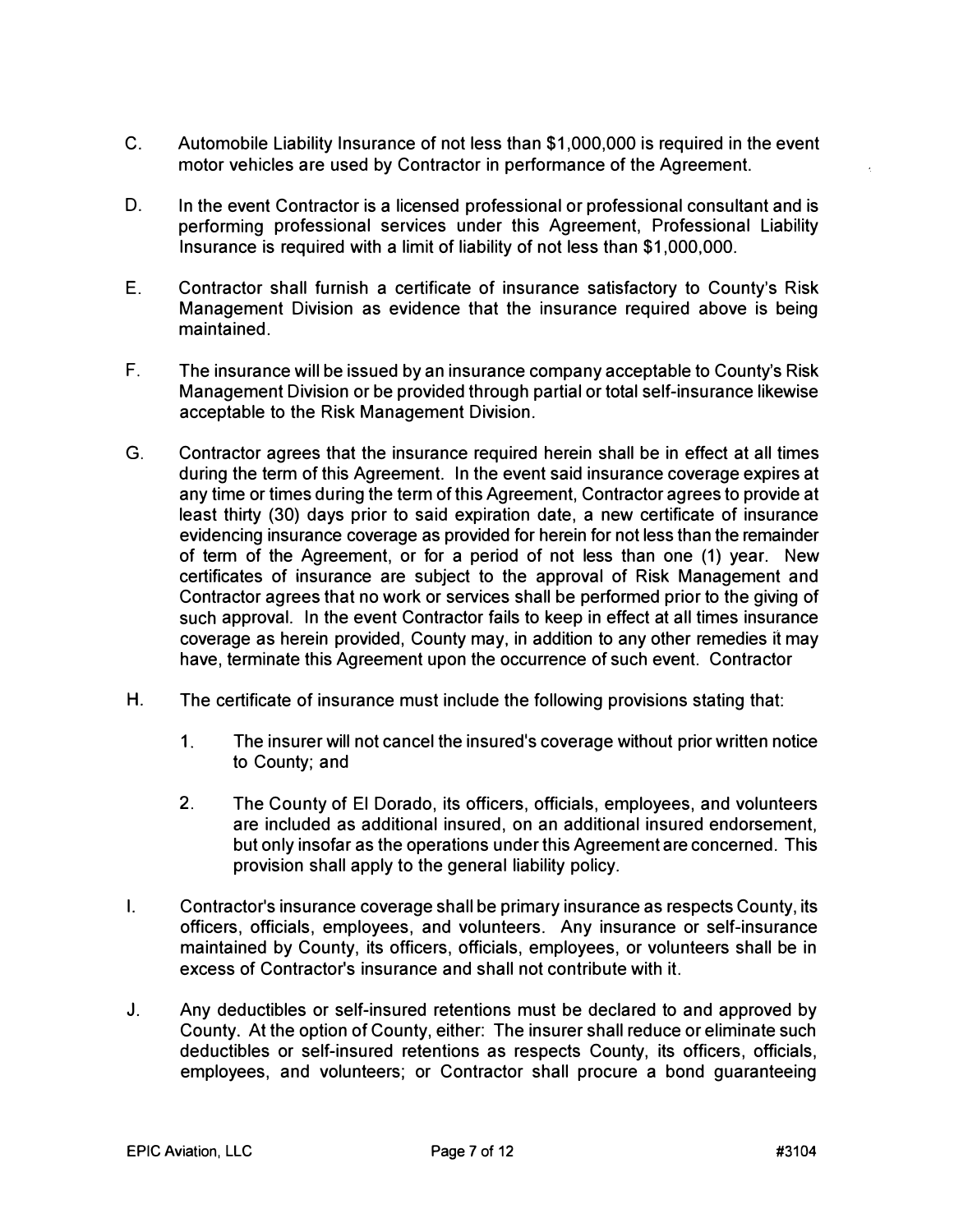C. Automobile Liability Insurance of not less than $1,000,000 is required in the event motor vehicles are used by Contractor in performance of the Agreement.

D. In the event Contractor is a licensed professional or professional consultant and is performing professional services under this Agreement, Professional Liability Insurance is required with a limit of liability of not less than $1,000,000.

E. Contractor shall furnish a certificate of insurance satisfactory to County's Risk Management Division as evidence that the insurance required above is being maintained.

F. The insurance will be issued by an insurance company acceptable to County's Risk Management Division or be provided through partial or total self-insurance likewise acceptable to the Risk Management Division.

G. Contractor agrees that the insurance required herein shall be in effect at all times during the term of this Agreement. In the event said insurance coverage expires at any time or times during the term of this Agreement, Contractor agrees to provide at least thirty (30) days prior to said expiration date, a new certificate of insurance evidencing insurance coverage as provided for herein for not less than the remainder of term of the Agreement, or for a period of not less than one (1) year. New certificates of insurance are subject to the approval of Risk Management and Contractor agrees that no work or services shall be performed prior to the giving of such approval. In the event Contractor fails to keep in effect at all times insurance coverage as herein provided, County may, in addition to any other remedies it may have, terminate this Agreement upon the occurrence of such event. Contractor

H. The certificate of insurance must include the following provisions stating that:

   1. The insurer will not cancel the insured's coverage without prior written notice to County; and

   2. The County of El Dorado, its officers, officials, employees, and volunteers are included as additional insured, on an additional insured endorsement, but only insofar as the operations under this Agreement are concerned. This provision shall apply to the general liability policy.

I. Contractor's insurance coverage shall be primary insurance as respects County, its officers, officials, employees, and volunteers. Any insurance or self-insurance maintained by County, its officers, officials, employees, or volunteers shall be in excess of Contractor's insurance and shall not contribute with it.

J. Any deductibles or self-insured retentions must be declared to and approved by County. At the option of County, either: The insurer shall reduce or eliminate such deductibles or self-insured retentions as respects County, its officers, officials, employees, and volunteers; or Contractor shall procure a bond guaranteeing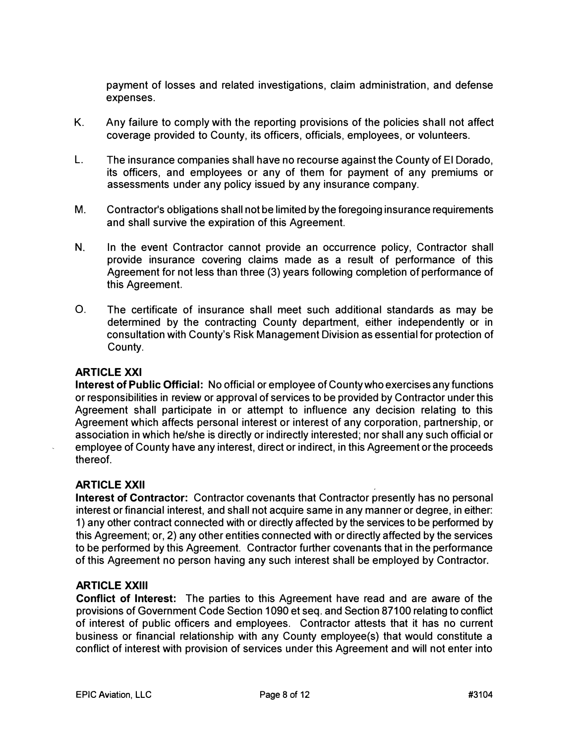payment of losses and related investigations, claim administration, and defense expenses.

K. Any failure to comply with the reporting provisions of the policies shall not affect coverage provided to County, its officers, officials, employees, or volunteers.

L. The insurance companies shall have no recourse against the County of El Dorado, its officers, and employees or any of them for payment of any premiums or assessments under any policy issued by any insurance company.

M. Contractor's obligations shall not be limited by the foregoing insurance requirements and shall survive the expiration of this Agreement.

N. In the event Contractor cannot provide an occurrence policy, Contractor shall provide insurance covering claims made as a result of performance of this Agreement for not less than three (3) years following completion of performance of this Agreement.

O. The certificate of insurance shall meet such additional standards as may be determined by the contracting County department, either independently or in consultation with County's Risk Management Division as essential for protection of County.

**ARTICLE XXI**

**Interest of Public Official:** No official or employee of County who exercises any functions or responsibilities in review or approval of services to be provided by Contractor under this Agreement shall participate in or attempt to influence any decision relating to this Agreement which affects personal interest or interest of any corporation, partnership, or association in which he/she is directly or indirectly interested; nor shall any such official or employee of County have any interest, direct or indirect, in this Agreement or the proceeds thereof.

**ARTICLE XXII**

**Interest of Contractor:** Contractor covenants that Contractor presently has no personal interest or financial interest, and shall not acquire same in any manner or degree, in either: 1) any other contract connected with or directly affected by the services to be performed by this Agreement; or, 2) any other entities connected with or directly affected by the services to be performed by this Agreement. Contractor further covenants that in the performance of this Agreement no person having any such interest shall be employed by Contractor.

**ARTICLE XXIII**

**Conflict of Interest:** The parties to this Agreement have read and are aware of the provisions of Government Code Section 1090 et seq. and Section 87100 relating to conflict of interest of public officers and employees. Contractor attests that it has no current business or financial relationship with any County employee(s) that would constitute a conflict of interest with provision of services under this Agreement and will not enter into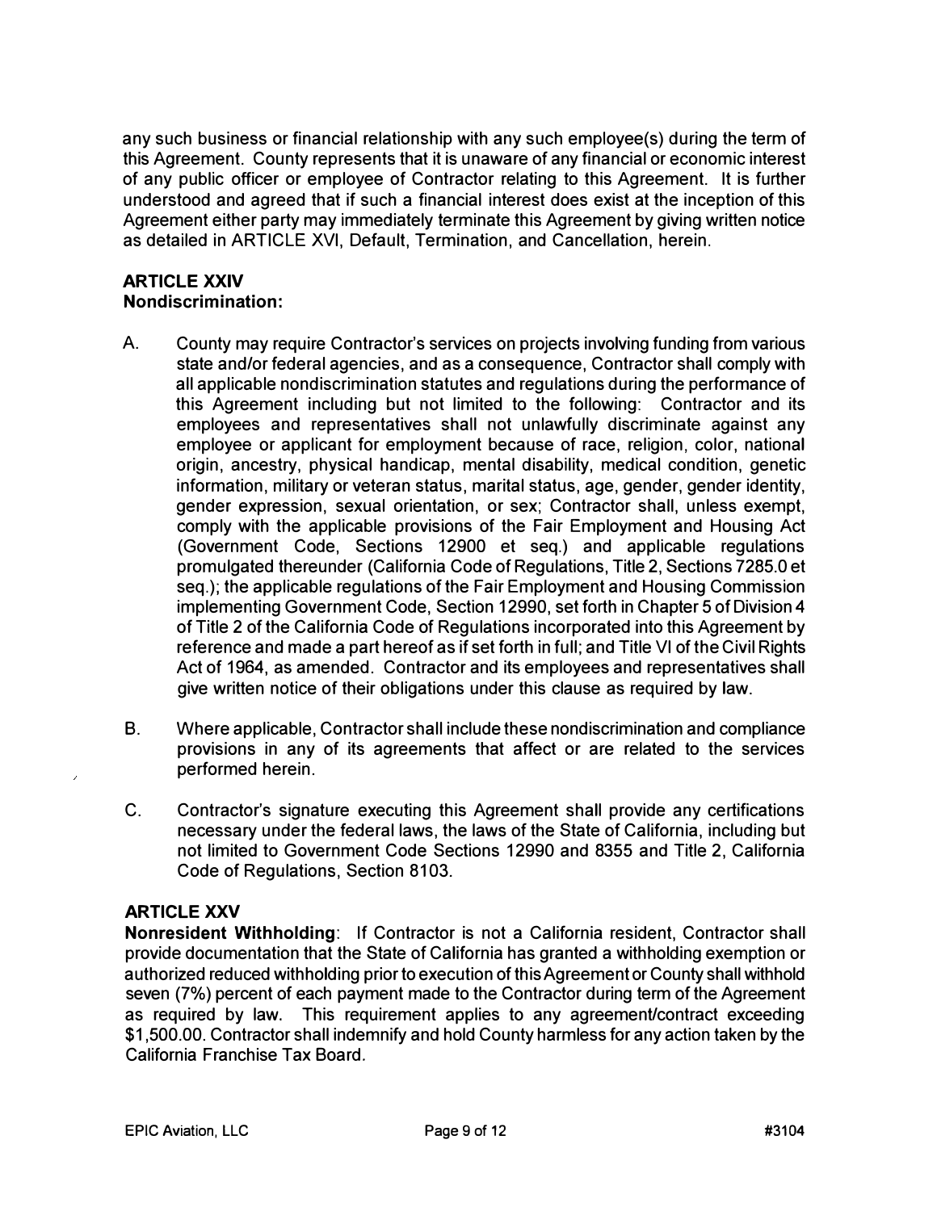any such business or financial relationship with any such employee(s) during the term of this Agreement. County represents that it is unaware of any financial or economic interest of any public officer or employee of Contractor relating to this Agreement. It is further understood and agreed that if such a financial interest does exist at the inception of this Agreement either party may immediately terminate this Agreement by giving written notice as detailed in ARTICLE XVI, Default, Termination, and Cancellation, herein.

**ARTICLE XXIV**
**Nondiscrimination:**

A. County may require Contractor's services on projects involving funding from various state and/or federal agencies, and as a consequence, Contractor shall comply with all applicable nondiscrimination statutes and regulations during the performance of this Agreement including but not limited to the following: Contractor and its employees and representatives shall not unlawfully discriminate against any employee or applicant for employment because of race, religion, color, national origin, ancestry, physical handicap, mental disability, medical condition, genetic information, military or veteran status, marital status, age, gender, gender identity, gender expression, sexual orientation, or sex; Contractor shall, unless exempt, comply with the applicable provisions of the Fair Employment and Housing Act (Government Code, Sections 12900 et seq.) and applicable regulations promulgated thereunder (California Code of Regulations, Title 2, Sections 7285.0 et seq.); the applicable regulations of the Fair Employment and Housing Commission implementing Government Code, Section 12990, set forth in Chapter 5 of Division 4 of Title 2 of the California Code of Regulations incorporated into this Agreement by reference and made a part hereof as if set forth in full; and Title VI of the Civil Rights Act of 1964, as amended. Contractor and its employees and representatives shall give written notice of their obligations under this clause as required by law.

B. Where applicable, Contractor shall include these nondiscrimination and compliance provisions in any of its agreements that affect or are related to the services performed herein.

C. Contractor's signature executing this Agreement shall provide any certifications necessary under the federal laws, the laws of the State of California, including but not limited to Government Code Sections 12990 and 8355 and Title 2, California Code of Regulations, Section 8103.

**ARTICLE XXV**
**Nonresident Withholding**: If Contractor is not a California resident, Contractor shall provide documentation that the State of California has granted a withholding exemption or authorized reduced withholding prior to execution of this Agreement or County shall withhold seven (7%) percent of each payment made to the Contractor during term of the Agreement as required by law. This requirement applies to any agreement/contract exceeding $1,500.00. Contractor shall indemnify and hold County harmless for any action taken by the California Franchise Tax Board.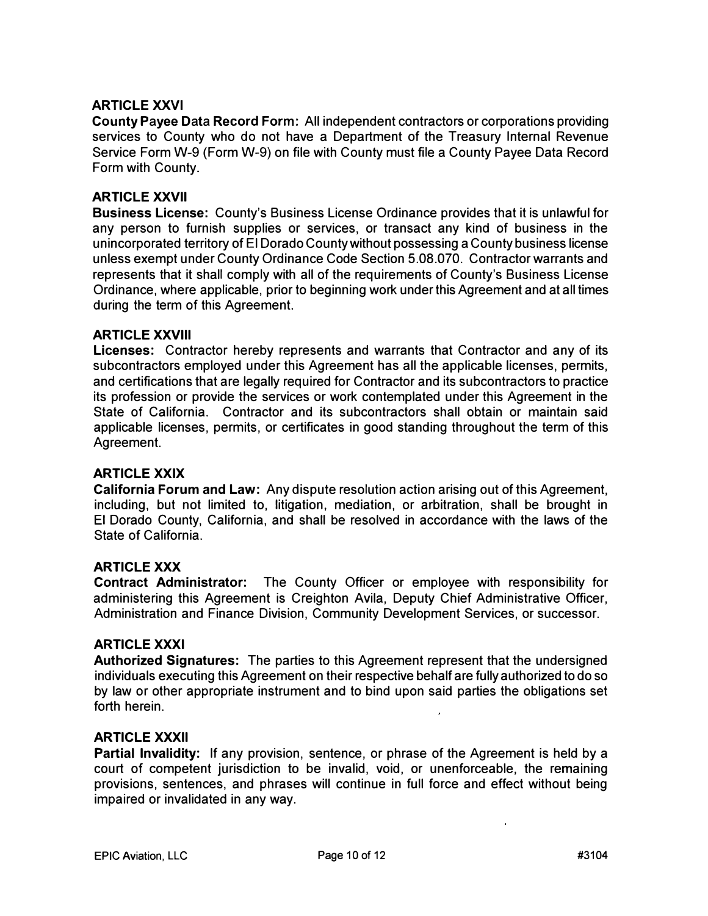### ARTICLE XXVI

**County Payee Data Record Form:** All independent contractors or corporations providing services to County who do not have a Department of the Treasury Internal Revenue Service Form W-9 (Form W-9) on file with County must file a County Payee Data Record Form with County.

### ARTICLE XXVII

**Business License:** County's Business License Ordinance provides that it is unlawful for any person to furnish supplies or services, or transact any kind of business in the unincorporated territory of El Dorado County without possessing a County business license unless exempt under County Ordinance Code Section 5.08.070. Contractor warrants and represents that it shall comply with all of the requirements of County's Business License Ordinance, where applicable, prior to beginning work under this Agreement and at all times during the term of this Agreement.

### ARTICLE XXVIII

**Licenses:** Contractor hereby represents and warrants that Contractor and any of its subcontractors employed under this Agreement has all the applicable licenses, permits, and certifications that are legally required for Contractor and its subcontractors to practice its profession or provide the services or work contemplated under this Agreement in the State of California. Contractor and its subcontractors shall obtain or maintain said applicable licenses, permits, or certificates in good standing throughout the term of this Agreement.

### ARTICLE XXIX

**California Forum and Law:** Any dispute resolution action arising out of this Agreement, including, but not limited to, litigation, mediation, or arbitration, shall be brought in El Dorado County, California, and shall be resolved in accordance with the laws of the State of California.

### ARTICLE XXX

**Contract Administrator:** The County Officer or employee with responsibility for administering this Agreement is Creighton Avila, Deputy Chief Administrative Officer, Administration and Finance Division, Community Development Services, or successor.

### ARTICLE XXXI

**Authorized Signatures:** The parties to this Agreement represent that the undersigned individuals executing this Agreement on their respective behalf are fully authorized to do so by law or other appropriate instrument and to bind upon said parties the obligations set forth herein.

### ARTICLE XXXII

**Partial Invalidity:** If any provision, sentence, or phrase of the Agreement is held by a court of competent jurisdiction to be invalid, void, or unenforceable, the remaining provisions, sentences, and phrases will continue in full force and effect without being impaired or invalidated in any way.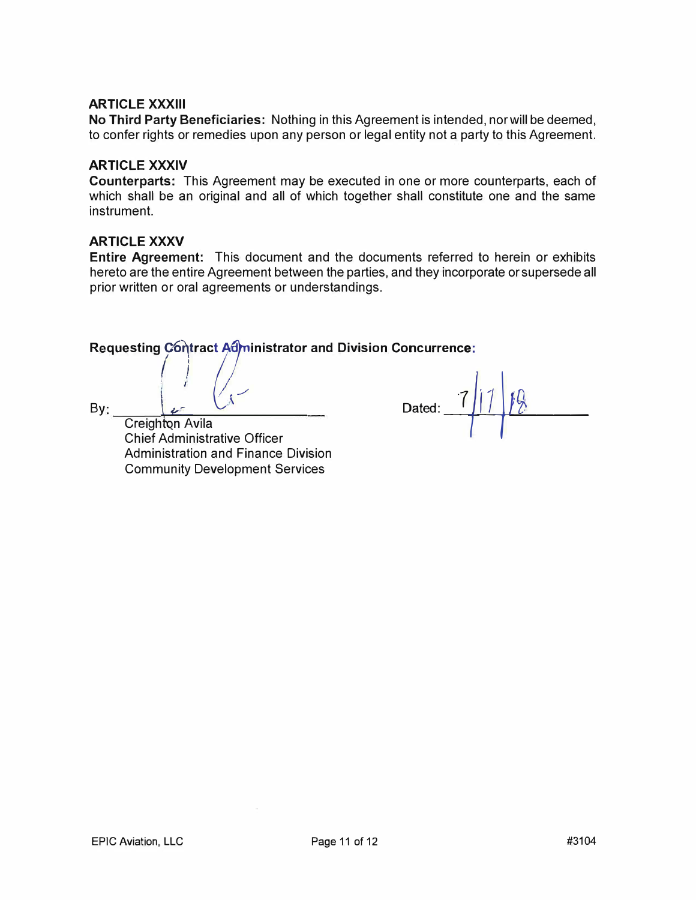**ARTICLE XXXIII**

**No Third Party Beneficiaries:** Nothing in this Agreement is intended, nor will be deemed, to confer rights or remedies upon any person or legal entity not a party to this Agreement.

**ARTICLE XXXIV**

**Counterparts:** This Agreement may be executed in one or more counterparts, each of which shall be an original and all of which together shall constitute one and the same instrument.

**ARTICLE XXXV**

**Entire Agreement:** This document and the documents referred to herein or exhibits hereto are the entire Agreement between the parties, and they incorporate or supersede all prior written or oral agreements or understandings.

**Requesting Contract Administrator and Division Concurrence:**

By: ______________________________ Dated: 7/17/18

Creighton Avila
Chief Administrative Officer
Administration and Finance Division
Community Development Services

EPIC Aviation, LLC #3104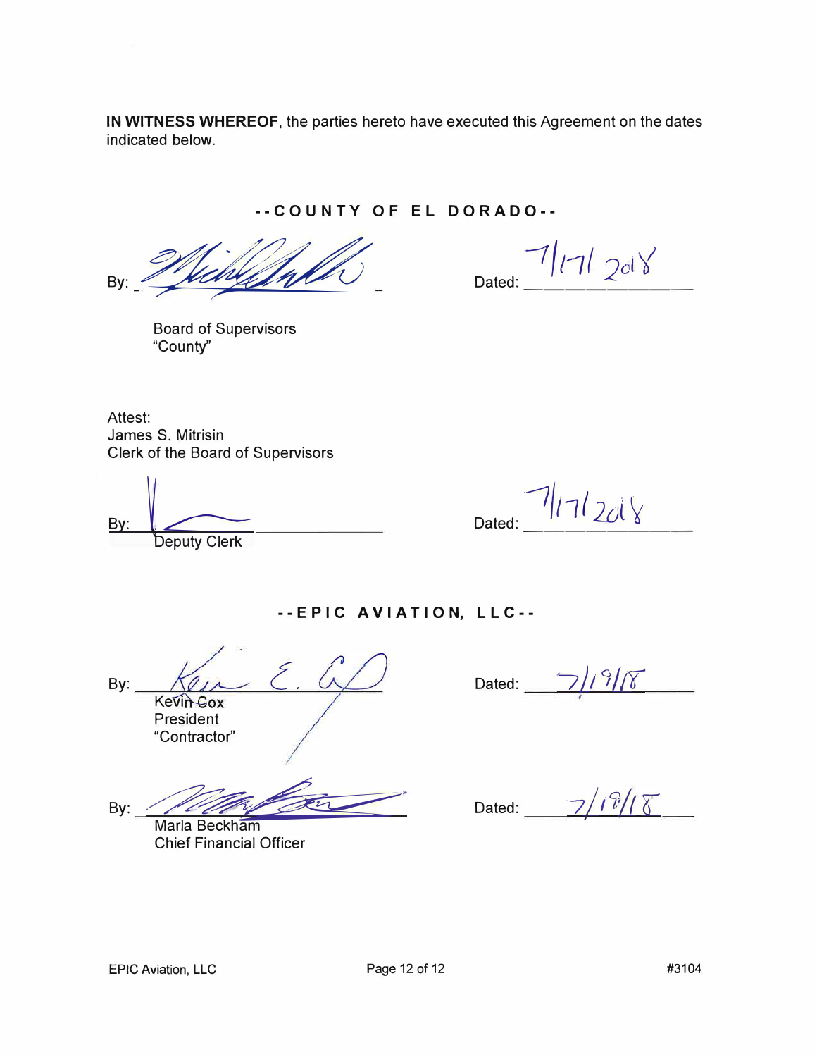**IN WITNESS WHEREOF**, the parties hereto have executed this Agreement on the dates indicated below.

**--COUNTY OF EL DORADO--**

By: _______________________ Dated: 7/17/2018

Board of Supervisors
"County"

Attest:
James S. Mitrisin
Clerk of the Board of Supervisors

By: _______________________ Dated: 7/17/2018
Deputy Clerk

**--EPIC AVIATION, LLC--**

By: _______________________ Dated: 7/19/18
Kevin Cox
President
"Contractor"

By: _______________________ Dated: 7/19/18
Marla Beckham
Chief Financial Officer

EPIC Aviation, LLC #3104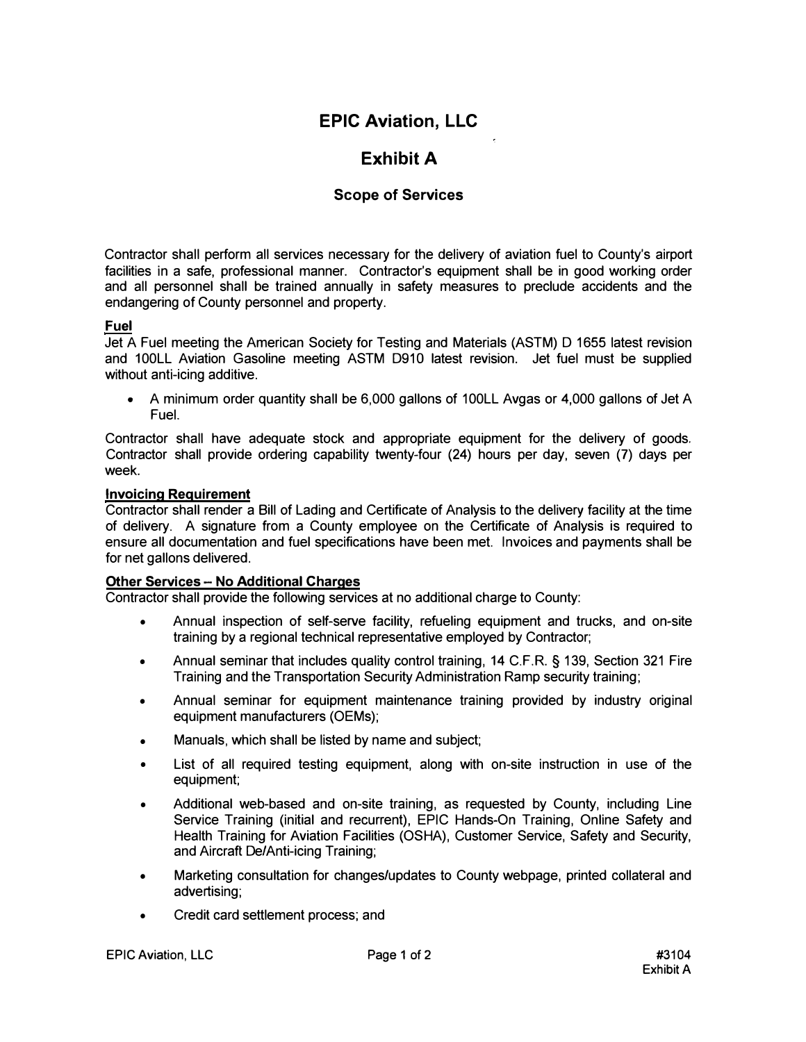# EPIC Aviation, LLC

## Exhibit A

### Scope of Services

Contractor shall perform all services necessary for the delivery of aviation fuel to County's airport facilities in a safe, professional manner. Contractor's equipment shall be in good working order and all personnel shall be trained annually in safety measures to preclude accidents and the endangering of County personnel and property.

**Fuel**

Jet A Fuel meeting the American Society for Testing and Materials (ASTM) D 1655 latest revision and 100LL Aviation Gasoline meeting ASTM D910 latest revision. Jet fuel must be supplied without anti-icing additive.

- A minimum order quantity shall be 6,000 gallons of 100LL Avgas or 4,000 gallons of Jet A Fuel.

Contractor shall have adequate stock and appropriate equipment for the delivery of goods. Contractor shall provide ordering capability twenty-four (24) hours per day, seven (7) days per week.

**Invoicing Requirement**

Contractor shall render a Bill of Lading and Certificate of Analysis to the delivery facility at the time of delivery. A signature from a County employee on the Certificate of Analysis is required to ensure all documentation and fuel specifications have been met. Invoices and payments shall be for net gallons delivered.

**Other Services – No Additional Charges**

Contractor shall provide the following services at no additional charge to County:

- Annual inspection of self-serve facility, refueling equipment and trucks, and on-site training by a regional technical representative employed by Contractor;
- Annual seminar that includes quality control training, 14 C.F.R. § 139, Section 321 Fire Training and the Transportation Security Administration Ramp security training;
- Annual seminar for equipment maintenance training provided by industry original equipment manufacturers (OEMs);
- Manuals, which shall be listed by name and subject;
- List of all required testing equipment, along with on-site instruction in use of the equipment;
- Additional web-based and on-site training, as requested by County, including Line Service Training (initial and recurrent), EPIC Hands-On Training, Online Safety and Health Training for Aviation Facilities (OSHA), Customer Service, Safety and Security, and Aircraft De/Anti-icing Training;
- Marketing consultation for changes/updates to County webpage, printed collateral and advertising;
- Credit card settlement process; and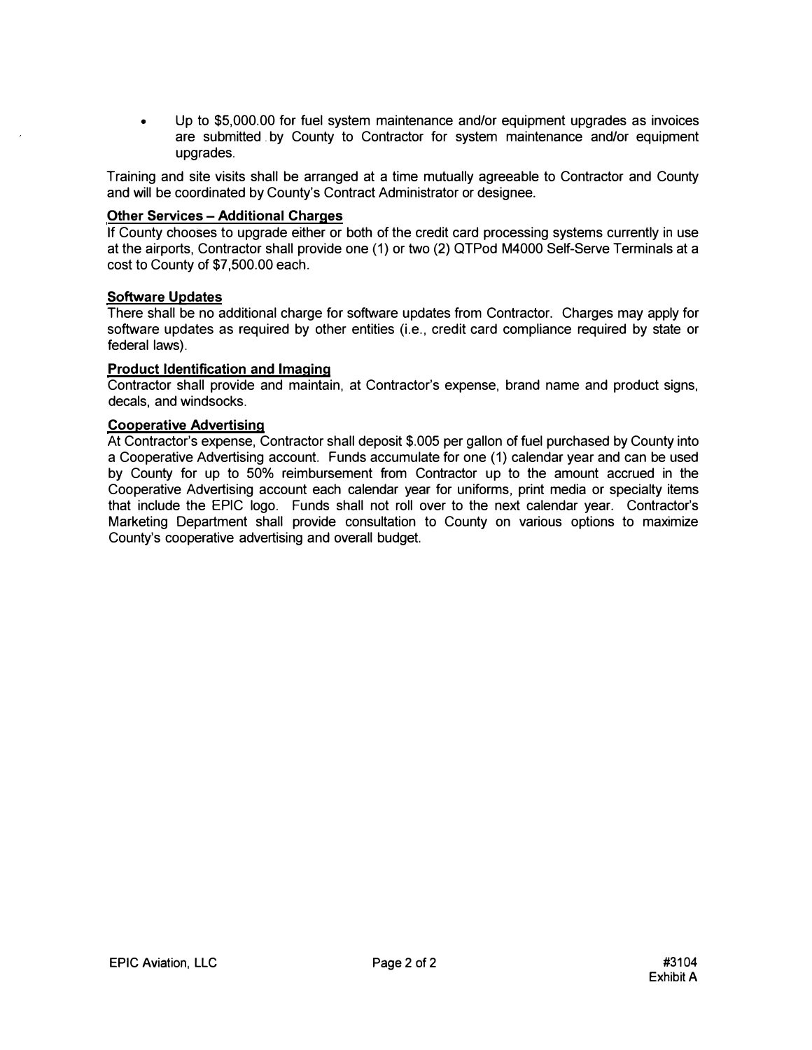- Up to $5,000.00 for fuel system maintenance and/or equipment upgrades as invoices are submitted by County to Contractor for system maintenance and/or equipment upgrades.

Training and site visits shall be arranged at a time mutually agreeable to Contractor and County and will be coordinated by County's Contract Administrator or designee.

**Other Services – Additional Charges**

If County chooses to upgrade either or both of the credit card processing systems currently in use at the airports, Contractor shall provide one (1) or two (2) QTPod M4000 Self-Serve Terminals at a cost to County of $7,500.00 each.

**Software Updates**

There shall be no additional charge for software updates from Contractor. Charges may apply for software updates as required by other entities (i.e., credit card compliance required by state or federal laws).

**Product Identification and Imaging**

Contractor shall provide and maintain, at Contractor's expense, brand name and product signs, decals, and windsocks.

**Cooperative Advertising**

At Contractor's expense, Contractor shall deposit $.005 per gallon of fuel purchased by County into a Cooperative Advertising account. Funds accumulate for one (1) calendar year and can be used by County for up to 50% reimbursement from Contractor up to the amount accrued in the Cooperative Advertising account each calendar year for uniforms, print media or specialty items that include the EPIC logo. Funds shall not roll over to the next calendar year. Contractor's Marketing Department shall provide consultation to County on various options to maximize County's cooperative advertising and overall budget.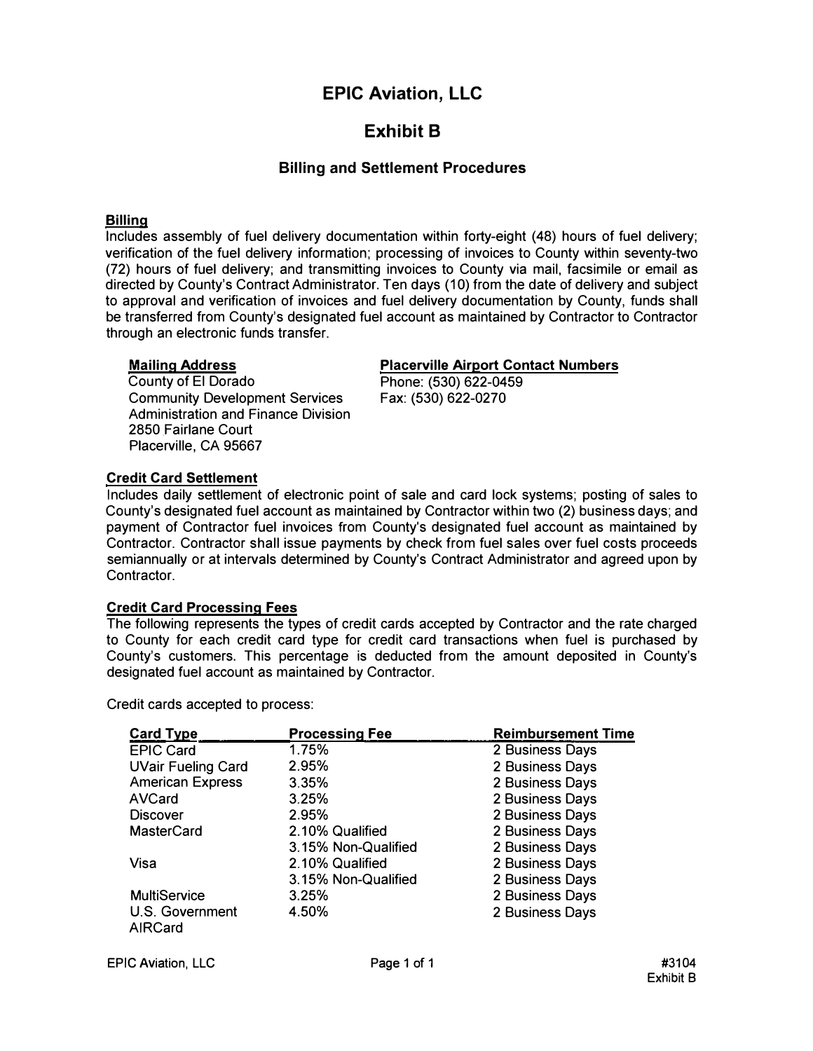# EPIC Aviation, LLC

# Exhibit B

## Billing and Settlement Procedures

**Billing**

Includes assembly of fuel delivery documentation within forty-eight (48) hours of fuel delivery; verification of the fuel delivery information; processing of invoices to County within seventy-two (72) hours of fuel delivery; and transmitting invoices to County via mail, facsimile or email as directed by County's Contract Administrator. Ten days (10) from the date of delivery and subject to approval and verification of invoices and fuel delivery documentation by County, funds shall be transferred from County's designated fuel account as maintained by Contractor to Contractor through an electronic funds transfer.

**Mailing Address**

County of El Dorado
Community Development Services
Administration and Finance Division
2850 Fairlane Court
Placerville, CA 95667

**Placerville Airport Contact Numbers**

Phone: (530) 622-0459
Fax: (530) 622-0270

**Credit Card Settlement**

Includes daily settlement of electronic point of sale and card lock systems; posting of sales to County's designated fuel account as maintained by Contractor within two (2) business days; and payment of Contractor fuel invoices from County's designated fuel account as maintained by Contractor. Contractor shall issue payments by check from fuel sales over fuel costs proceeds semiannually or at intervals determined by County's Contract Administrator and agreed upon by Contractor.

**Credit Card Processing Fees**

The following represents the types of credit cards accepted by Contractor and the rate charged to County for each credit card type for credit card transactions when fuel is purchased by County's customers. This percentage is deducted from the amount deposited in County's designated fuel account as maintained by Contractor.

Credit cards accepted to process:

| Card Type | Processing Fee | Reimbursement Time |
|---|---|---|
| EPIC Card | 1.75% | 2 Business Days |
| UVair Fueling Card | 2.95% | 2 Business Days |
| American Express | 3.35% | 2 Business Days |
| AVCard | 3.25% | 2 Business Days |
| Discover | 2.95% | 2 Business Days |
| MasterCard | 2.10% Qualified | 2 Business Days |
| | 3.15% Non-Qualified | 2 Business Days |
| Visa | 2.10% Qualified | 2 Business Days |
| | 3.15% Non-Qualified | 2 Business Days |
| MultiService | 3.25% | 2 Business Days |
| U.S. Government AIRCard | 4.50% | 2 Business Days |

EPIC Aviation, LLC #3104 Exhibit B